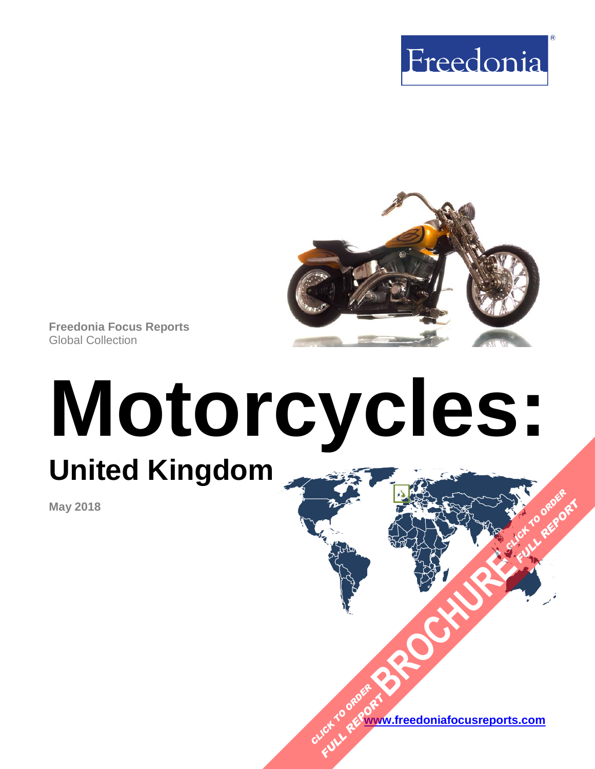Freedonia®

**Freedonia Focus Reports**
Global Collection

# Motorcycles:

## United Kingdom

**May 2018**

CLICK TO ORDER FULL REPORT BROCHURE CLICK TO ORDER FULL REPORT

[www.freedoniafocusreports.com](http://www.freedoniafocusreports.com)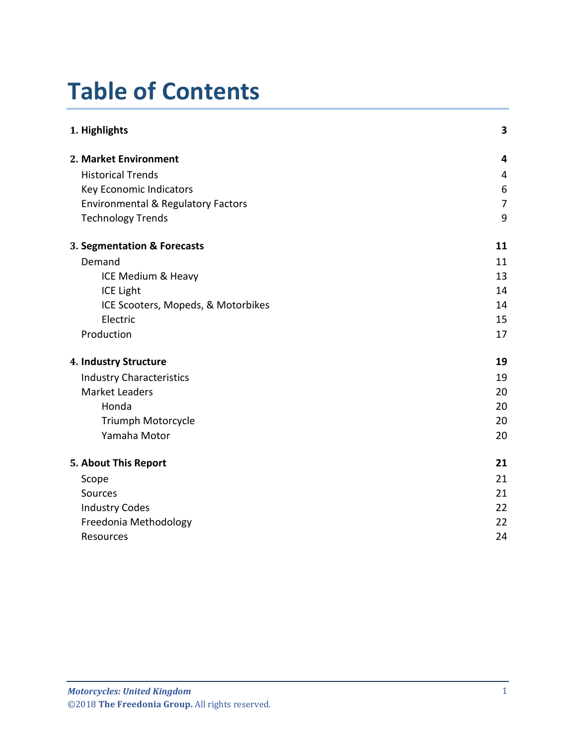# Table of Contents

| | |
|---|---|
| **1. Highlights** | **3** |
| **2. Market Environment** | **4** |
| Historical Trends | 4 |
| Key Economic Indicators | 6 |
| Environmental & Regulatory Factors | 7 |
| Technology Trends | 9 |
| **3. Segmentation & Forecasts** | **11** |
| Demand | 11 |
| ICE Medium & Heavy | 13 |
| ICE Light | 14 |
| ICE Scooters, Mopeds, & Motorbikes | 14 |
| Electric | 15 |
| Production | 17 |
| **4. Industry Structure** | **19** |
| Industry Characteristics | 19 |
| Market Leaders | 20 |
| Honda | 20 |
| Triumph Motorcycle | 20 |
| Yamaha Motor | 20 |
| **5. About This Report** | **21** |
| Scope | 21 |
| Sources | 21 |
| Industry Codes | 22 |
| Freedonia Methodology | 22 |
| Resources | 24 |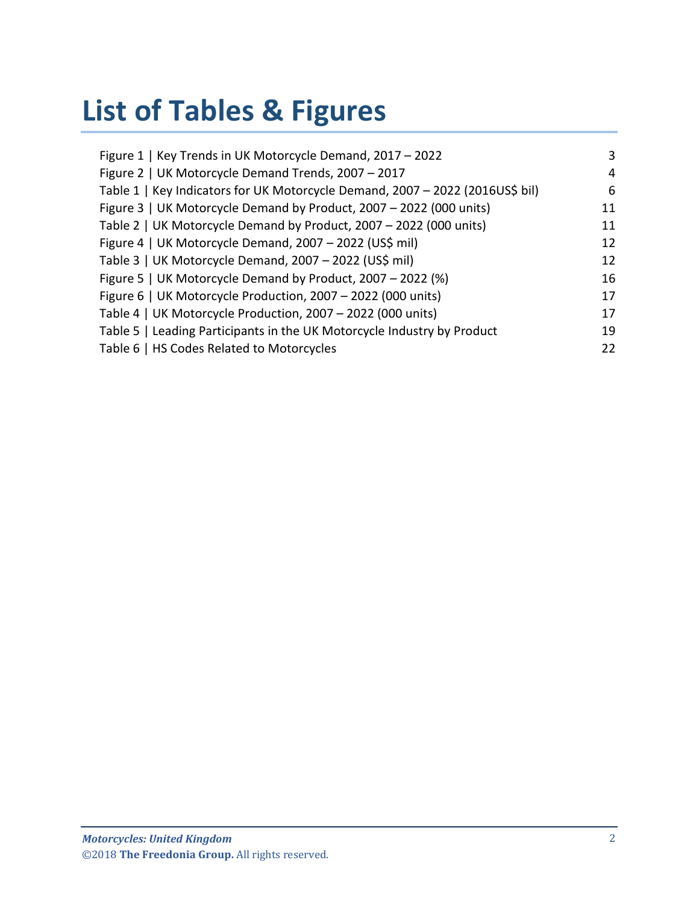# List of Tables & Figures

| | |
|---|---|
| Figure 1 \| Key Trends in UK Motorcycle Demand, 2017 – 2022 | 3 |
| Figure 2 \| UK Motorcycle Demand Trends, 2007 – 2017 | 4 |
| Table 1 \| Key Indicators for UK Motorcycle Demand, 2007 – 2022 (2016US$ bil) | 6 |
| Figure 3 \| UK Motorcycle Demand by Product, 2007 – 2022 (000 units) | 11 |
| Table 2 \| UK Motorcycle Demand by Product, 2007 – 2022 (000 units) | 11 |
| Figure 4 \| UK Motorcycle Demand, 2007 – 2022 (US$ mil) | 12 |
| Table 3 \| UK Motorcycle Demand, 2007 – 2022 (US$ mil) | 12 |
| Figure 5 \| UK Motorcycle Demand by Product, 2007 – 2022 (%) | 16 |
| Figure 6 \| UK Motorcycle Production, 2007 – 2022 (000 units) | 17 |
| Table 4 \| UK Motorcycle Production, 2007 – 2022 (000 units) | 17 |
| Table 5 \| Leading Participants in the UK Motorcycle Industry by Product | 19 |
| Table 6 \| HS Codes Related to Motorcycles | 22 |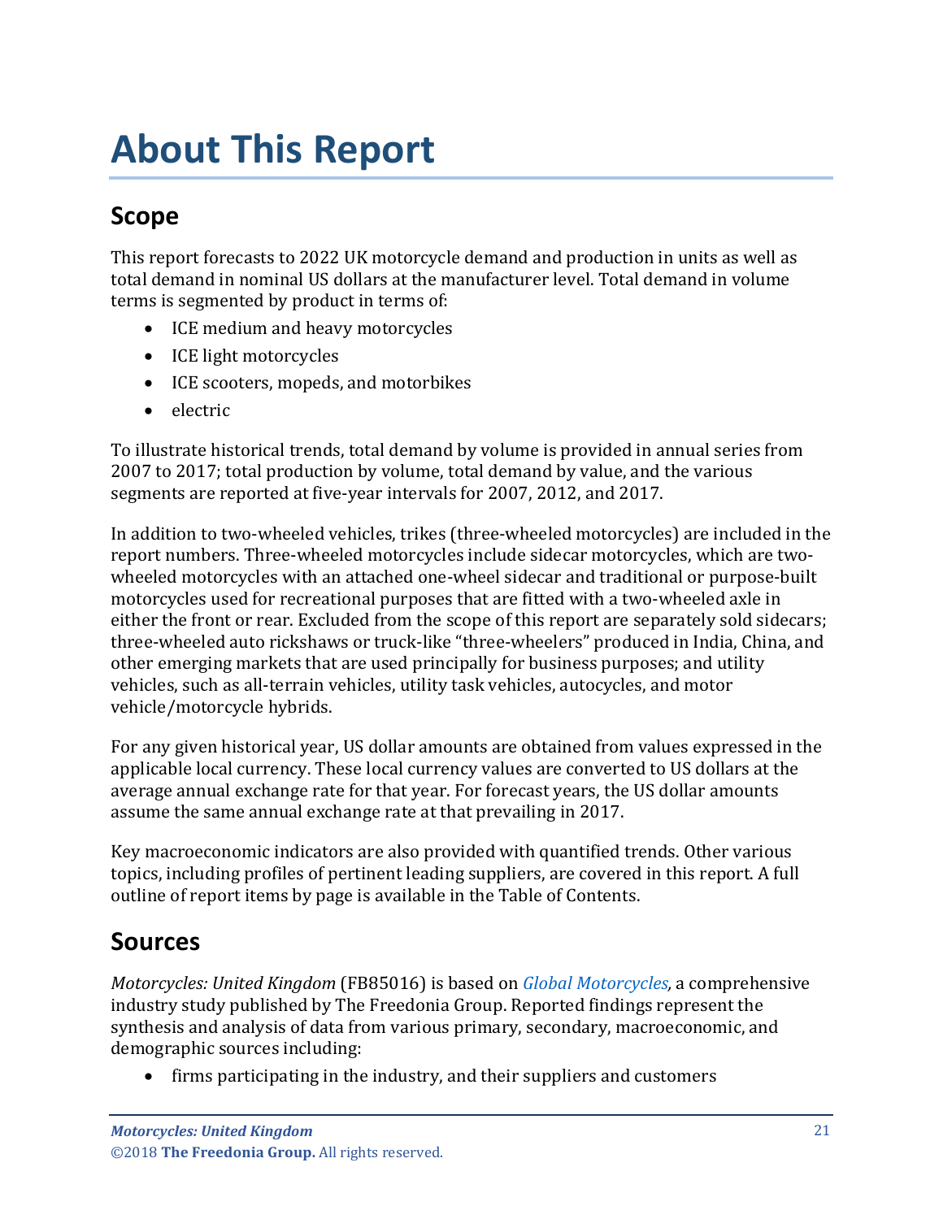# About This Report

## Scope

This report forecasts to 2022 UK motorcycle demand and production in units as well as total demand in nominal US dollars at the manufacturer level. Total demand in volume terms is segmented by product in terms of:

- ICE medium and heavy motorcycles
- ICE light motorcycles
- ICE scooters, mopeds, and motorbikes
- electric

To illustrate historical trends, total demand by volume is provided in annual series from 2007 to 2017; total production by volume, total demand by value, and the various segments are reported at five-year intervals for 2007, 2012, and 2017.

In addition to two-wheeled vehicles, trikes (three-wheeled motorcycles) are included in the report numbers. Three-wheeled motorcycles include sidecar motorcycles, which are two-wheeled motorcycles with an attached one-wheel sidecar and traditional or purpose-built motorcycles used for recreational purposes that are fitted with a two-wheeled axle in either the front or rear. Excluded from the scope of this report are separately sold sidecars; three-wheeled auto rickshaws or truck-like "three-wheelers" produced in India, China, and other emerging markets that are used principally for business purposes; and utility vehicles, such as all-terrain vehicles, utility task vehicles, autocycles, and motor vehicle/motorcycle hybrids.

For any given historical year, US dollar amounts are obtained from values expressed in the applicable local currency. These local currency values are converted to US dollars at the average annual exchange rate for that year. For forecast years, the US dollar amounts assume the same annual exchange rate at that prevailing in 2017.

Key macroeconomic indicators are also provided with quantified trends. Other various topics, including profiles of pertinent leading suppliers, are covered in this report. A full outline of report items by page is available in the Table of Contents.

## Sources

*Motorcycles: United Kingdom* (FB85016) is based on *Global Motorcycles*, a comprehensive industry study published by The Freedonia Group. Reported findings represent the synthesis and analysis of data from various primary, secondary, macroeconomic, and demographic sources including:

- firms participating in the industry, and their suppliers and customers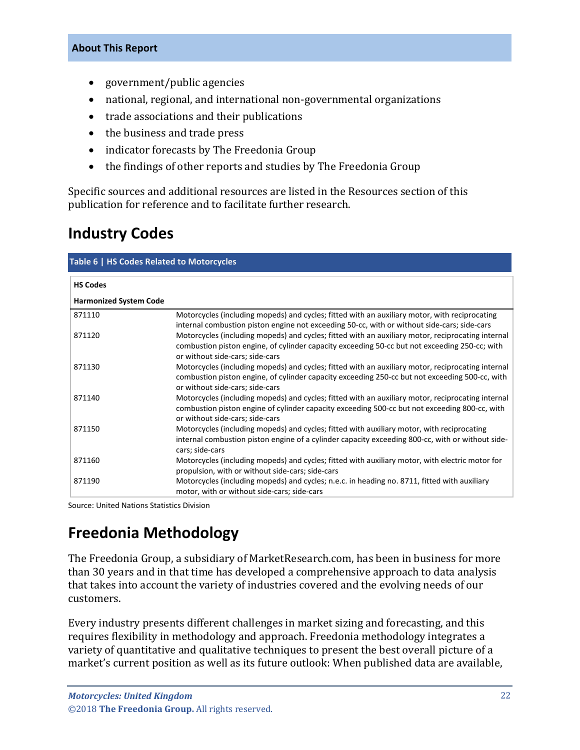- government/public agencies
- national, regional, and international non-governmental organizations
- trade associations and their publications
- the business and trade press
- indicator forecasts by The Freedonia Group
- the findings of other reports and studies by The Freedonia Group

Specific sources and additional resources are listed in the Resources section of this publication for reference and to facilitate further research.

## Industry Codes

**Table 6 | HS Codes Related to Motorcycles**

| HS Codes<br>Harmonized System Code | |
|---|---|
| 871110 | Motorcycles (including mopeds) and cycles; fitted with an auxiliary motor, with reciprocating internal combustion piston engine not exceeding 50-cc, with or without side-cars; side-cars |
| 871120 | Motorcycles (including mopeds) and cycles; fitted with an auxiliary motor, reciprocating internal combustion piston engine, of cylinder capacity exceeding 50-cc but not exceeding 250-cc; with or without side-cars; side-cars |
| 871130 | Motorcycles (including mopeds) and cycles; fitted with an auxiliary motor, reciprocating internal combustion piston engine, of cylinder capacity exceeding 250-cc but not exceeding 500-cc, with or without side-cars; side-cars |
| 871140 | Motorcycles (including mopeds) and cycles; fitted with an auxiliary motor, reciprocating internal combustion piston engine of cylinder capacity exceeding 500-cc but not exceeding 800-cc, with or without side-cars; side-cars |
| 871150 | Motorcycles (including mopeds) and cycles; fitted with auxiliary motor, with reciprocating internal combustion piston engine of a cylinder capacity exceeding 800-cc, with or without side-cars; side-cars |
| 871160 | Motorcycles (including mopeds) and cycles; fitted with auxiliary motor, with electric motor for propulsion, with or without side-cars; side-cars |
| 871190 | Motorcycles (including mopeds) and cycles; n.e.c. in heading no. 8711, fitted with auxiliary motor, with or without side-cars; side-cars |

Source: United Nations Statistics Division

## Freedonia Methodology

The Freedonia Group, a subsidiary of MarketResearch.com, has been in business for more than 30 years and in that time has developed a comprehensive approach to data analysis that takes into account the variety of industries covered and the evolving needs of our customers.

Every industry presents different challenges in market sizing and forecasting, and this requires flexibility in methodology and approach. Freedonia methodology integrates a variety of quantitative and qualitative techniques to present the best overall picture of a market's current position as well as its future outlook: When published data are available,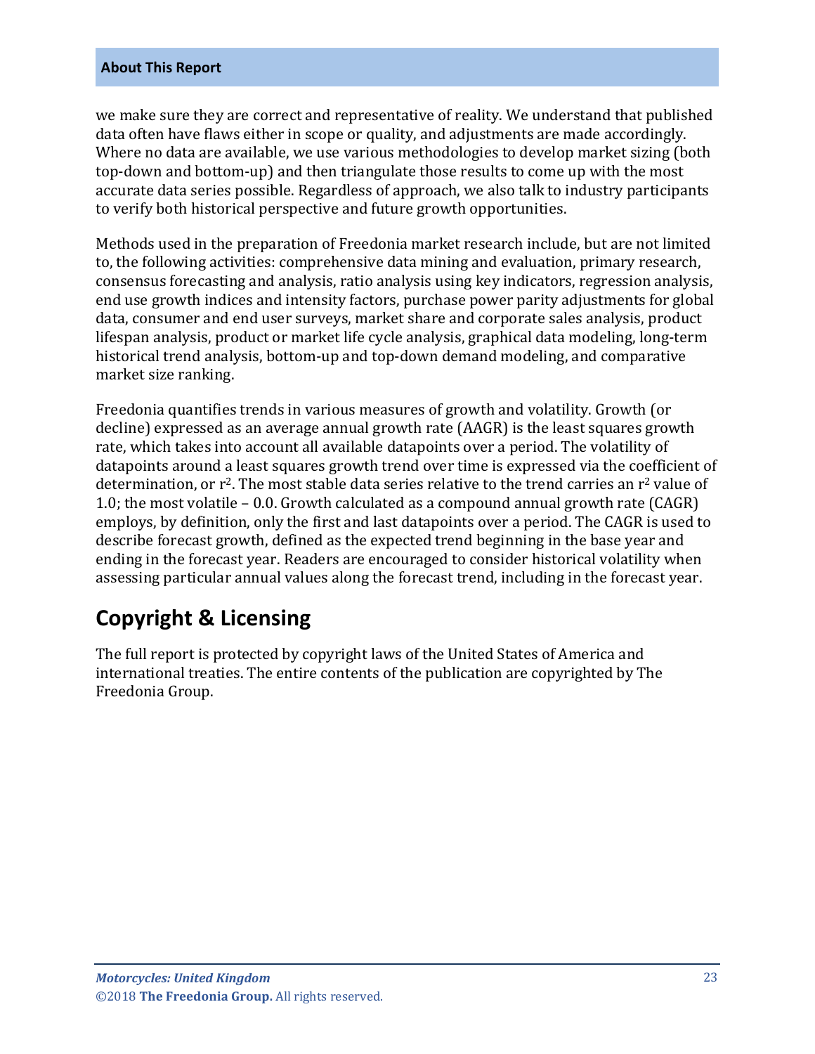we make sure they are correct and representative of reality. We understand that published data often have flaws either in scope or quality, and adjustments are made accordingly. Where no data are available, we use various methodologies to develop market sizing (both top-down and bottom-up) and then triangulate those results to come up with the most accurate data series possible. Regardless of approach, we also talk to industry participants to verify both historical perspective and future growth opportunities.

Methods used in the preparation of Freedonia market research include, but are not limited to, the following activities: comprehensive data mining and evaluation, primary research, consensus forecasting and analysis, ratio analysis using key indicators, regression analysis, end use growth indices and intensity factors, purchase power parity adjustments for global data, consumer and end user surveys, market share and corporate sales analysis, product lifespan analysis, product or market life cycle analysis, graphical data modeling, long-term historical trend analysis, bottom-up and top-down demand modeling, and comparative market size ranking.

Freedonia quantifies trends in various measures of growth and volatility. Growth (or decline) expressed as an average annual growth rate (AAGR) is the least squares growth rate, which takes into account all available datapoints over a period. The volatility of datapoints around a least squares growth trend over time is expressed via the coefficient of determination, or $r^2$. The most stable data series relative to the trend carries an $r^2$ value of 1.0; the most volatile – 0.0. Growth calculated as a compound annual growth rate (CAGR) employs, by definition, only the first and last datapoints over a period. The CAGR is used to describe forecast growth, defined as the expected trend beginning in the base year and ending in the forecast year. Readers are encouraged to consider historical volatility when assessing particular annual values along the forecast trend, including in the forecast year.

## Copyright & Licensing

The full report is protected by copyright laws of the United States of America and international treaties. The entire contents of the publication are copyrighted by The Freedonia Group.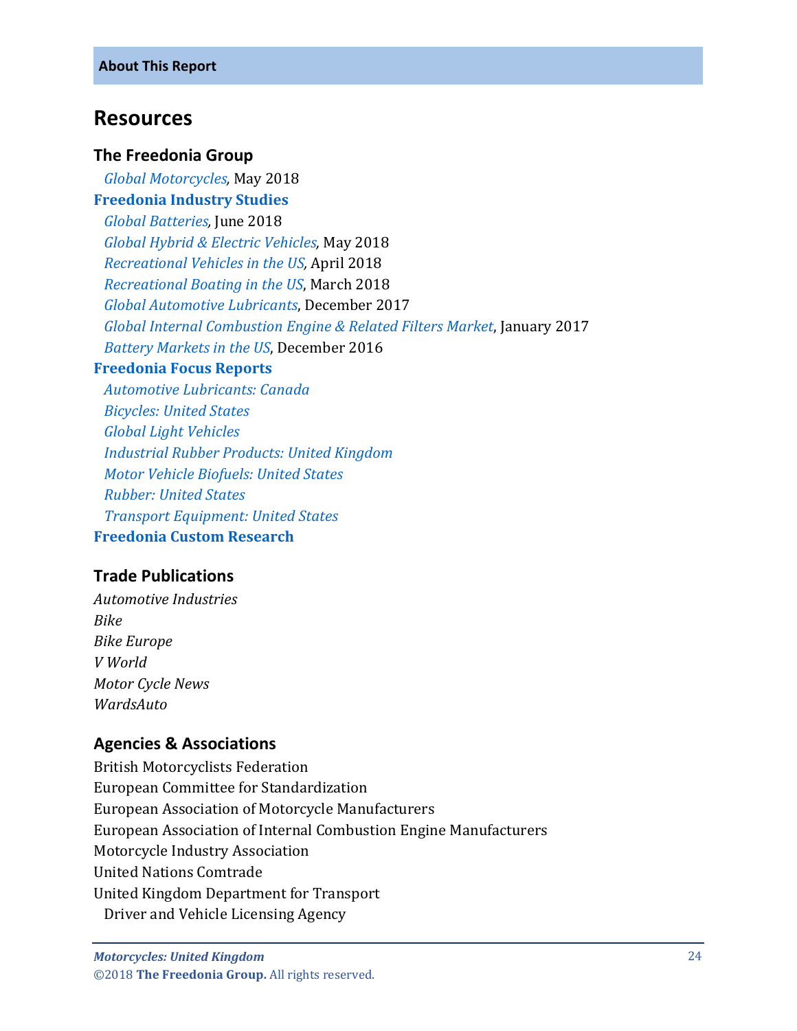**About This Report**

## Resources

### The Freedonia Group

*Global Motorcycles*, May 2018

**Freedonia Industry Studies**

*Global Batteries*, June 2018
*Global Hybrid & Electric Vehicles*, May 2018
*Recreational Vehicles in the US*, April 2018
*Recreational Boating in the US*, March 2018
*Global Automotive Lubricants*, December 2017
*Global Internal Combustion Engine & Related Filters Market*, January 2017
*Battery Markets in the US*, December 2016

**Freedonia Focus Reports**

*Automotive Lubricants: Canada*
*Bicycles: United States*
*Global Light Vehicles*
*Industrial Rubber Products: United Kingdom*
*Motor Vehicle Biofuels: United States*
*Rubber: United States*
*Transport Equipment: United States*

**Freedonia Custom Research**

### Trade Publications

*Automotive Industries*
*Bike*
*Bike Europe*
*V World*
*Motor Cycle News*
*WardsAuto*

### Agencies & Associations

British Motorcyclists Federation
European Committee for Standardization
European Association of Motorcycle Manufacturers
European Association of Internal Combustion Engine Manufacturers
Motorcycle Industry Association
United Nations Comtrade
United Kingdom Department for Transport
Driver and Vehicle Licensing Agency